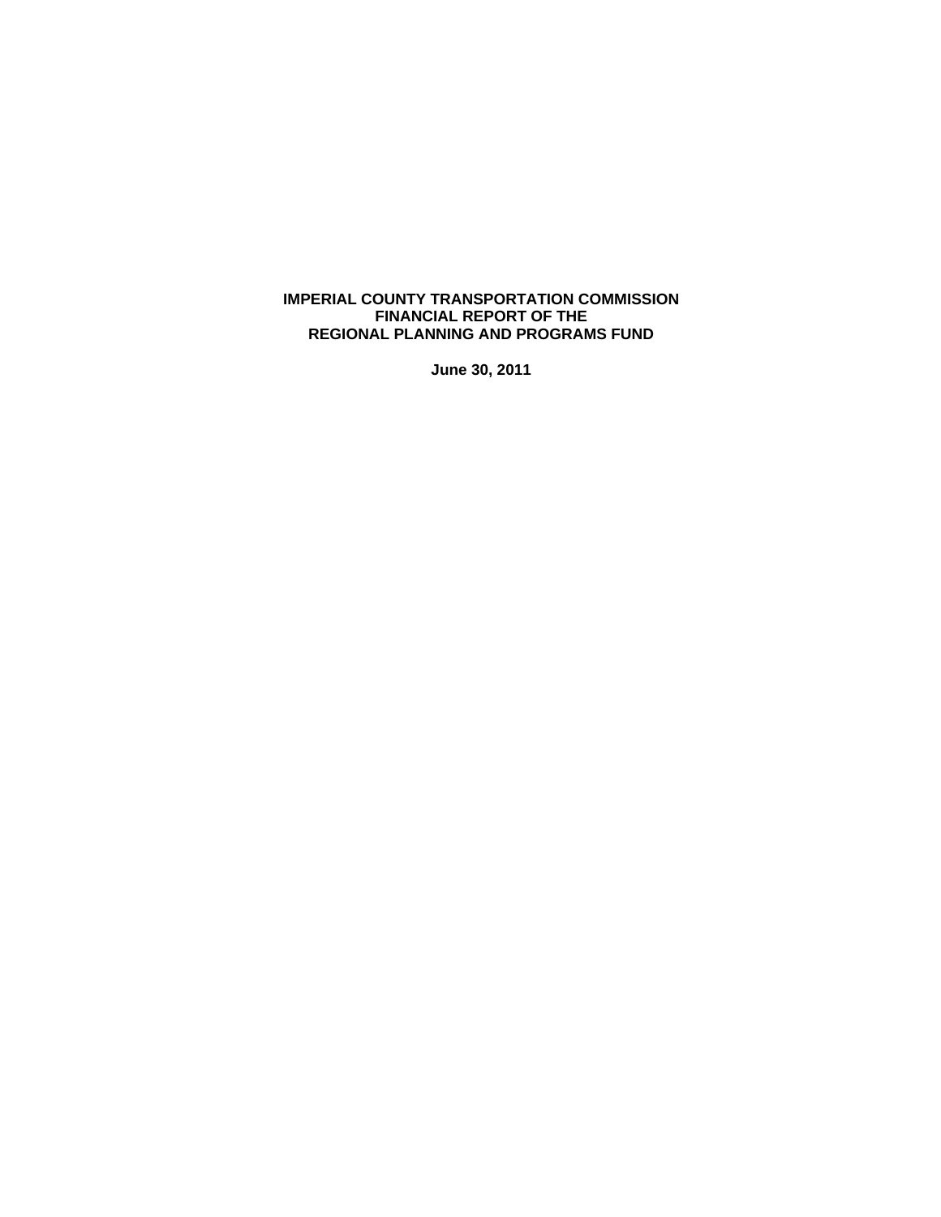# IMPERIAL COUNTY TRANSPORTATION COMMISSION
# FINANCIAL REPORT OF THE
# REGIONAL PLANNING AND PROGRAMS FUND

**June 30, 2011**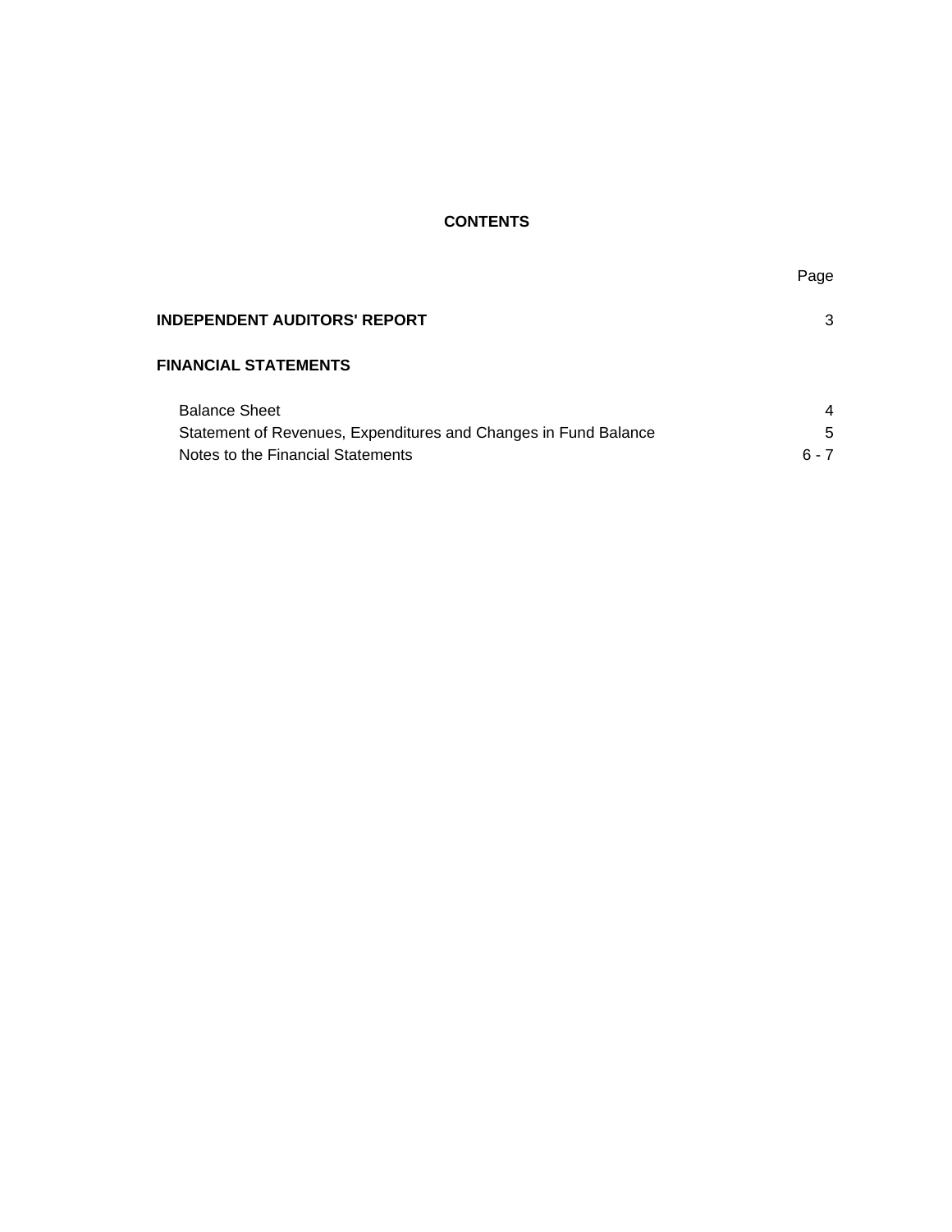# CONTENTS

| | Page |
|---|---|
| **INDEPENDENT AUDITORS' REPORT** | 3 |
| **FINANCIAL STATEMENTS** | |
| Balance Sheet | 4 |
| Statement of Revenues, Expenditures and Changes in Fund Balance | 5 |
| Notes to the Financial Statements | 6 - 7 |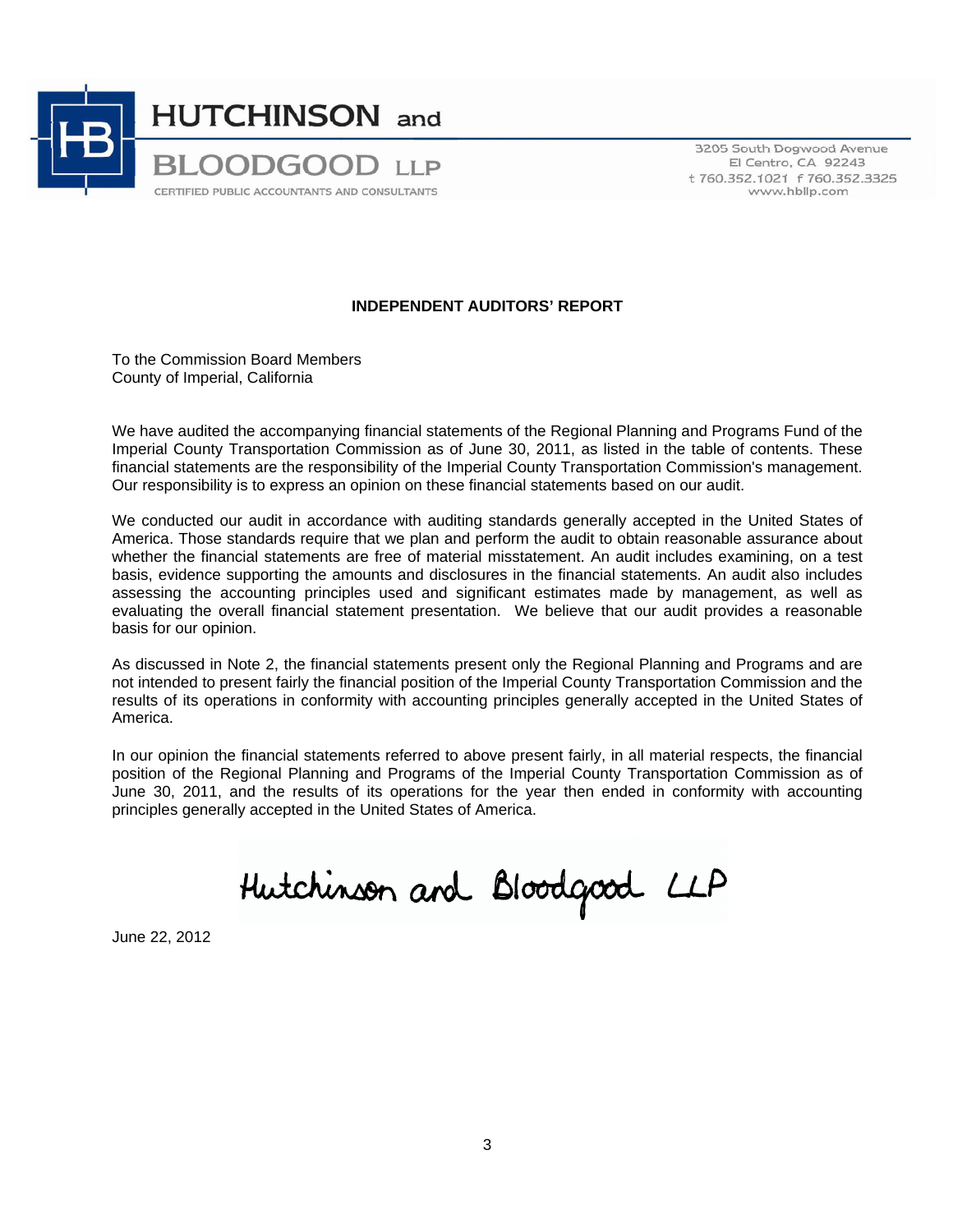HUTCHINSON and BLOODGOOD LLP
CERTIFIED PUBLIC ACCOUNTANTS AND CONSULTANTS

3205 South Dogwood Avenue
El Centro, CA 92243
t 760.352.1021 f 760.352.3325
www.hbllp.com

## INDEPENDENT AUDITORS' REPORT

To the Commission Board Members
County of Imperial, California

We have audited the accompanying financial statements of the Regional Planning and Programs Fund of the Imperial County Transportation Commission as of June 30, 2011, as listed in the table of contents. These financial statements are the responsibility of the Imperial County Transportation Commission's management. Our responsibility is to express an opinion on these financial statements based on our audit.

We conducted our audit in accordance with auditing standards generally accepted in the United States of America. Those standards require that we plan and perform the audit to obtain reasonable assurance about whether the financial statements are free of material misstatement. An audit includes examining, on a test basis, evidence supporting the amounts and disclosures in the financial statements. An audit also includes assessing the accounting principles used and significant estimates made by management, as well as evaluating the overall financial statement presentation. We believe that our audit provides a reasonable basis for our opinion.

As discussed in Note 2, the financial statements present only the Regional Planning and Programs and are not intended to present fairly the financial position of the Imperial County Transportation Commission and the results of its operations in conformity with accounting principles generally accepted in the United States of America.

In our opinion the financial statements referred to above present fairly, in all material respects, the financial position of the Regional Planning and Programs of the Imperial County Transportation Commission as of June 30, 2011, and the results of its operations for the year then ended in conformity with accounting principles generally accepted in the United States of America.

Hutchinson and Bloodgood LLP

June 22, 2012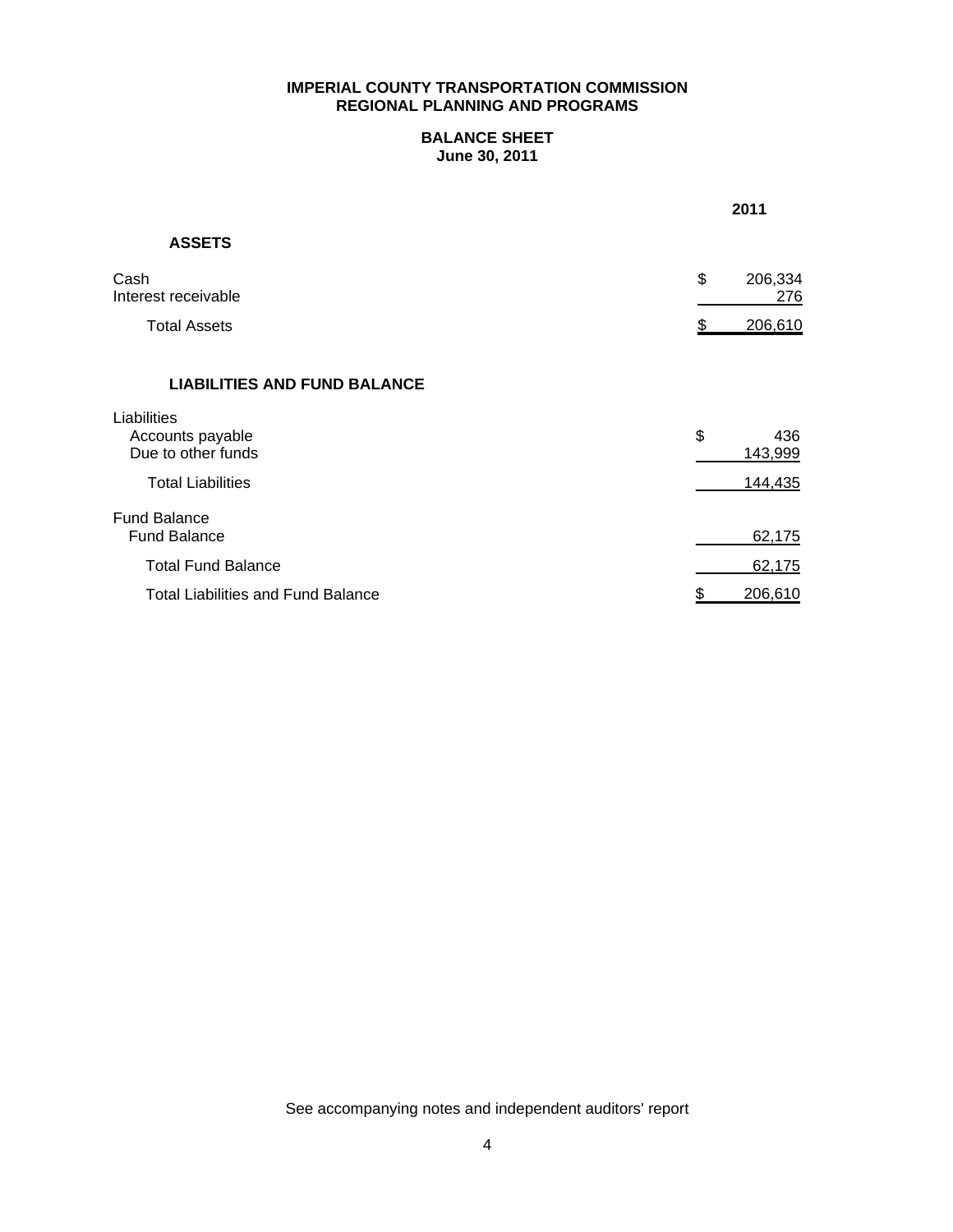# IMPERIAL COUNTY TRANSPORTATION COMMISSION
## REGIONAL PLANNING AND PROGRAMS

### BALANCE SHEET
### June 30, 2011

| | 2011 |
|---|---|
| **ASSETS** | |
| Cash | $ 206,334 |
| Interest receivable | 276 |
| Total Assets | $ 206,610 |
| | |
| **LIABILITIES AND FUND BALANCE** | |
| Liabilities | |
| Accounts payable | $ 436 |
| Due to other funds | 143,999 |
| Total Liabilities | 144,435 |
| Fund Balance | |
| Fund Balance | 62,175 |
| Total Fund Balance | 62,175 |
| Total Liabilities and Fund Balance | $ 206,610 |

See accompanying notes and independent auditors' report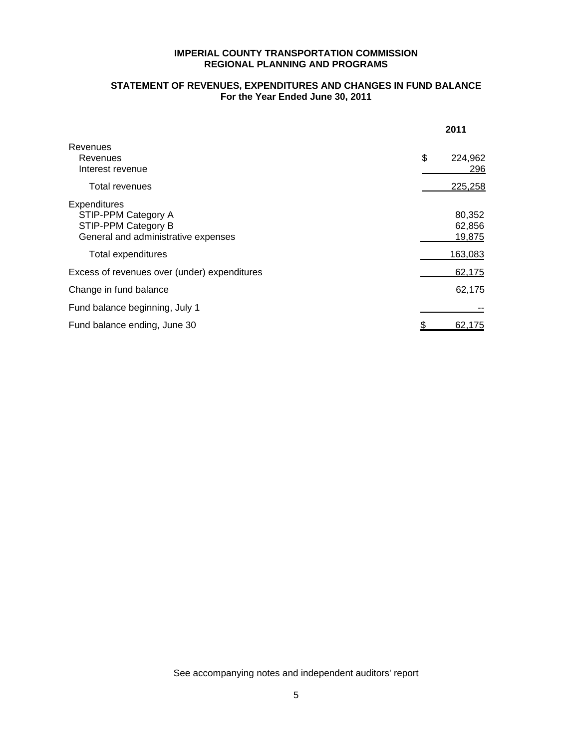**IMPERIAL COUNTY TRANSPORTATION COMMISSION**
**REGIONAL PLANNING AND PROGRAMS**

**STATEMENT OF REVENUES, EXPENDITURES AND CHANGES IN FUND BALANCE**
**For the Year Ended June 30, 2011**

| | 2011 |
|---|---|
| Revenues | |
| Revenues | $ 224,962 |
| Interest revenue | 296 |
| Total revenues | 225,258 |
| Expenditures | |
| STIP-PPM Category A | 80,352 |
| STIP-PPM Category B | 62,856 |
| General and administrative expenses | 19,875 |
| Total expenditures | 163,083 |
| Excess of revenues over (under) expenditures | 62,175 |
| Change in fund balance | 62,175 |
| Fund balance beginning, July 1 | -- |
| Fund balance ending, June 30 | $ 62,175 |

See accompanying notes and independent auditors' report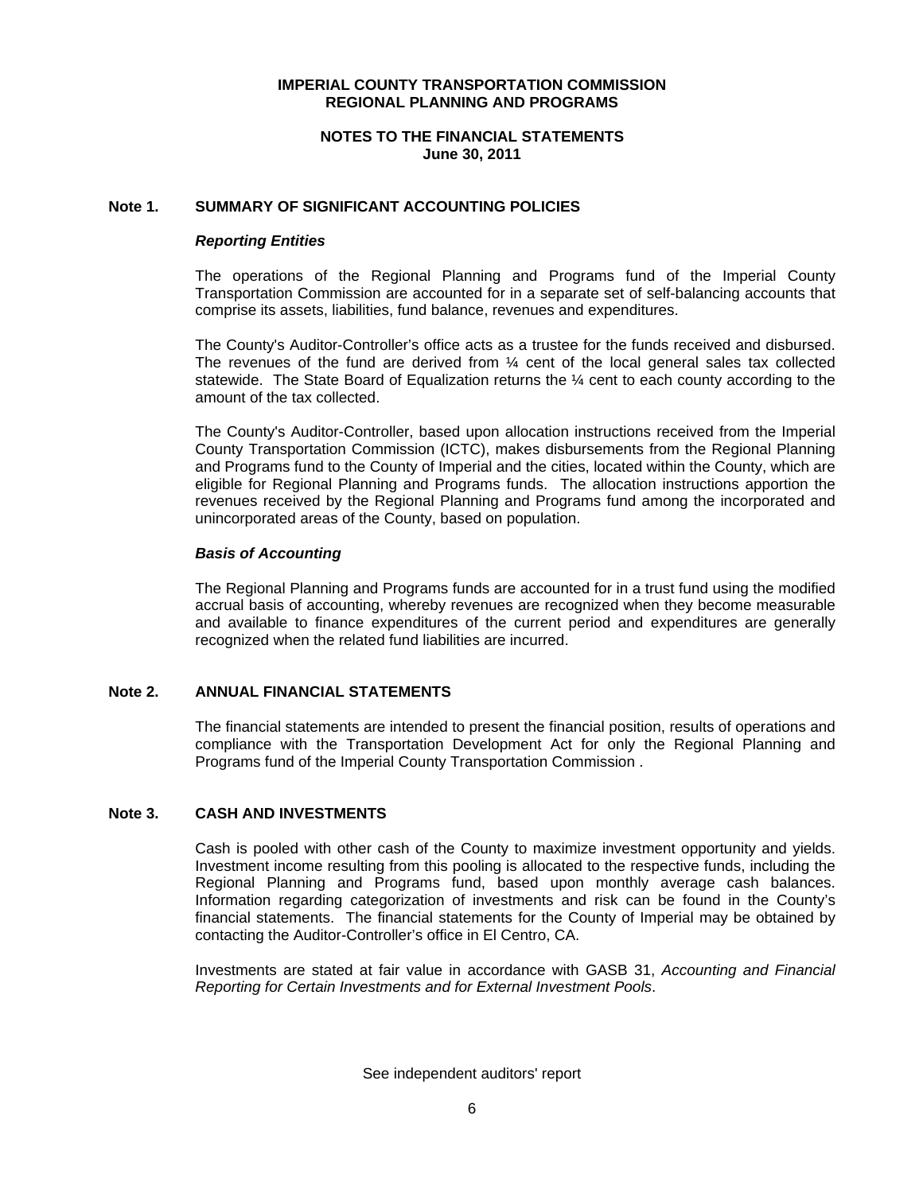# IMPERIAL COUNTY TRANSPORTATION COMMISSION
# REGIONAL PLANNING AND PROGRAMS

## NOTES TO THE FINANCIAL STATEMENTS
## June 30, 2011

### Note 1. SUMMARY OF SIGNIFICANT ACCOUNTING POLICIES

***Reporting Entities***

The operations of the Regional Planning and Programs fund of the Imperial County Transportation Commission are accounted for in a separate set of self-balancing accounts that comprise its assets, liabilities, fund balance, revenues and expenditures.

The County's Auditor-Controller's office acts as a trustee for the funds received and disbursed. The revenues of the fund are derived from ¼ cent of the local general sales tax collected statewide. The State Board of Equalization returns the ¼ cent to each county according to the amount of the tax collected.

The County's Auditor-Controller, based upon allocation instructions received from the Imperial County Transportation Commission (ICTC), makes disbursements from the Regional Planning and Programs fund to the County of Imperial and the cities, located within the County, which are eligible for Regional Planning and Programs funds. The allocation instructions apportion the revenues received by the Regional Planning and Programs fund among the incorporated and unincorporated areas of the County, based on population.

***Basis of Accounting***

The Regional Planning and Programs funds are accounted for in a trust fund using the modified accrual basis of accounting, whereby revenues are recognized when they become measurable and available to finance expenditures of the current period and expenditures are generally recognized when the related fund liabilities are incurred.

### Note 2. ANNUAL FINANCIAL STATEMENTS

The financial statements are intended to present the financial position, results of operations and compliance with the Transportation Development Act for only the Regional Planning and Programs fund of the Imperial County Transportation Commission .

### Note 3. CASH AND INVESTMENTS

Cash is pooled with other cash of the County to maximize investment opportunity and yields. Investment income resulting from this pooling is allocated to the respective funds, including the Regional Planning and Programs fund, based upon monthly average cash balances. Information regarding categorization of investments and risk can be found in the County's financial statements. The financial statements for the County of Imperial may be obtained by contacting the Auditor-Controller's office in El Centro, CA.

Investments are stated at fair value in accordance with GASB 31, *Accounting and Financial Reporting for Certain Investments and for External Investment Pools*.

See independent auditors' report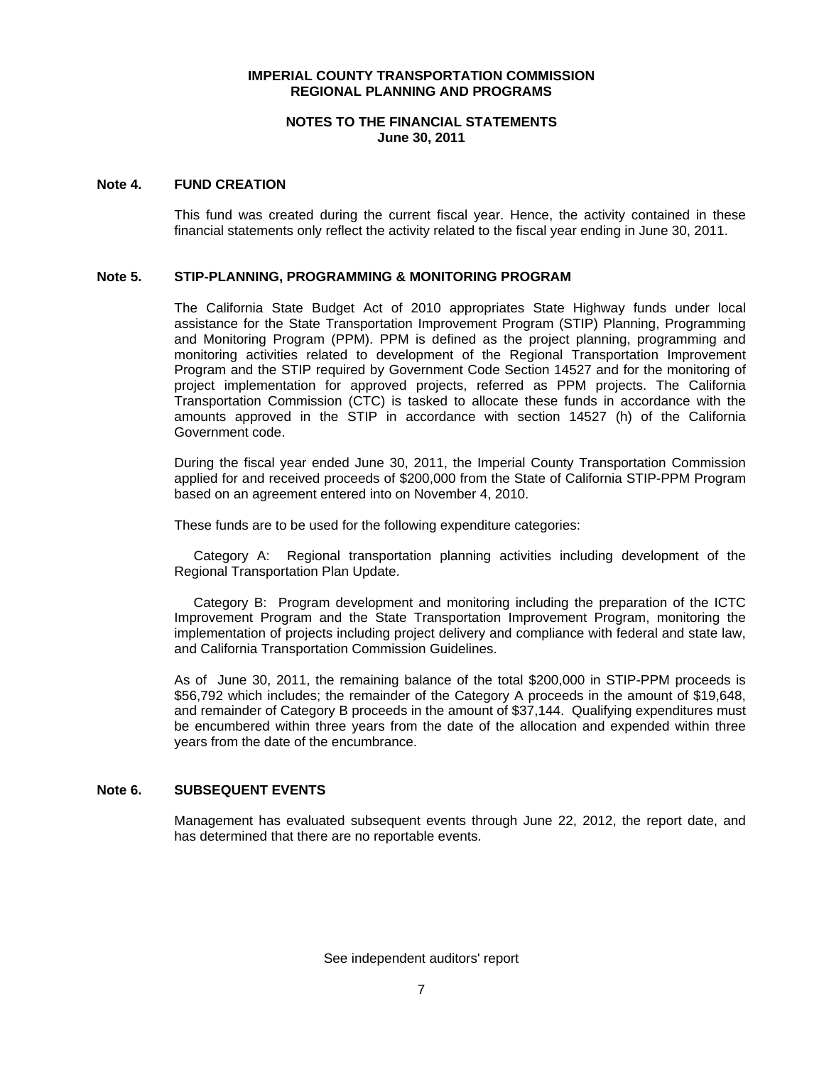**IMPERIAL COUNTY TRANSPORTATION COMMISSION**
**REGIONAL PLANNING AND PROGRAMS**

**NOTES TO THE FINANCIAL STATEMENTS**
**June 30, 2011**

**Note 4. FUND CREATION**

This fund was created during the current fiscal year. Hence, the activity contained in these financial statements only reflect the activity related to the fiscal year ending in June 30, 2011.

**Note 5. STIP-PLANNING, PROGRAMMING & MONITORING PROGRAM**

The California State Budget Act of 2010 appropriates State Highway funds under local assistance for the State Transportation Improvement Program (STIP) Planning, Programming and Monitoring Program (PPM). PPM is defined as the project planning, programming and monitoring activities related to development of the Regional Transportation Improvement Program and the STIP required by Government Code Section 14527 and for the monitoring of project implementation for approved projects, referred as PPM projects. The California Transportation Commission (CTC) is tasked to allocate these funds in accordance with the amounts approved in the STIP in accordance with section 14527 (h) of the California Government code.

During the fiscal year ended June 30, 2011, the Imperial County Transportation Commission applied for and received proceeds of $200,000 from the State of California STIP-PPM Program based on an agreement entered into on November 4, 2010.

These funds are to be used for the following expenditure categories:

Category A: Regional transportation planning activities including development of the Regional Transportation Plan Update.

Category B: Program development and monitoring including the preparation of the ICTC Improvement Program and the State Transportation Improvement Program, monitoring the implementation of projects including project delivery and compliance with federal and state law, and California Transportation Commission Guidelines.

As of June 30, 2011, the remaining balance of the total $200,000 in STIP-PPM proceeds is $56,792 which includes; the remainder of the Category A proceeds in the amount of $19,648, and remainder of Category B proceeds in the amount of $37,144. Qualifying expenditures must be encumbered within three years from the date of the allocation and expended within three years from the date of the encumbrance.

**Note 6. SUBSEQUENT EVENTS**

Management has evaluated subsequent events through June 22, 2012, the report date, and has determined that there are no reportable events.

See independent auditors' report